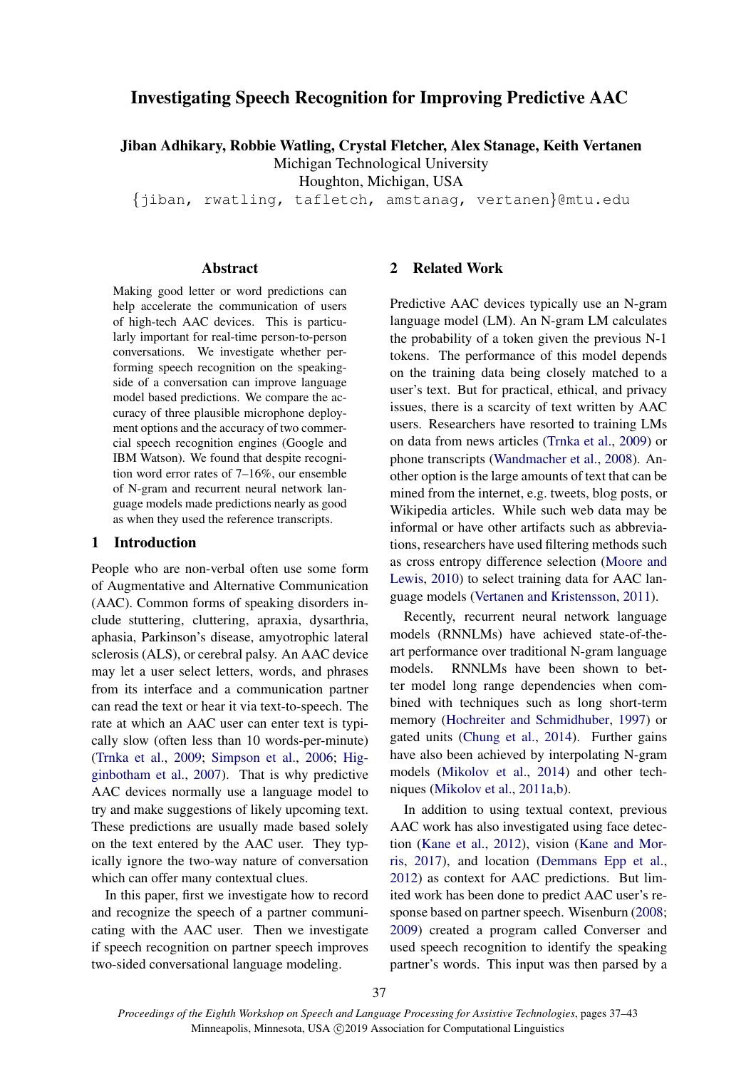# Investigating Speech Recognition for Improving Predictive AAC

**Jiban Adhikary, Robbie Watling, Crystal Fletcher, Alex Stanage, Keith Vertanen**
Michigan Technological University
Houghton, Michigan, USA
{jiban, rwatling, tafletch, amstanag, vertanen}@mtu.edu

## Abstract

Making good letter or word predictions can help accelerate the communication of users of high-tech AAC devices. This is particularly important for real-time person-to-person conversations. We investigate whether performing speech recognition on the speaking-side of a conversation can improve language model based predictions. We compare the accuracy of three plausible microphone deployment options and the accuracy of two commercial speech recognition engines (Google and IBM Watson). We found that despite recognition word error rates of 7–16%, our ensemble of N-gram and recurrent neural network language models made predictions nearly as good as when they used the reference transcripts.

## 1 Introduction

People who are non-verbal often use some form of Augmentative and Alternative Communication (AAC). Common forms of speaking disorders include stuttering, cluttering, apraxia, dysarthria, aphasia, Parkinson's disease, amyotrophic lateral sclerosis (ALS), or cerebral palsy. An AAC device may let a user select letters, words, and phrases from its interface and a communication partner can read the text or hear it via text-to-speech. The rate at which an AAC user can enter text is typically slow (often less than 10 words-per-minute) (Trnka et al., 2009; Simpson et al., 2006; Higginbotham et al., 2007). That is why predictive AAC devices normally use a language model to try and make suggestions of likely upcoming text. These predictions are usually made based solely on the text entered by the AAC user. They typically ignore the two-way nature of conversation which can offer many contextual clues.

In this paper, first we investigate how to record and recognize the speech of a partner communicating with the AAC user. Then we investigate if speech recognition on partner speech improves two-sided conversational language modeling.

## 2 Related Work

Predictive AAC devices typically use an N-gram language model (LM). An N-gram LM calculates the probability of a token given the previous N-1 tokens. The performance of this model depends on the training data being closely matched to a user's text. But for practical, ethical, and privacy issues, there is a scarcity of text written by AAC users. Researchers have resorted to training LMs on data from news articles (Trnka et al., 2009) or phone transcripts (Wandmacher et al., 2008). Another option is the large amounts of text that can be mined from the internet, e.g. tweets, blog posts, or Wikipedia articles. While such web data may be informal or have other artifacts such as abbreviations, researchers have used filtering methods such as cross entropy difference selection (Moore and Lewis, 2010) to select training data for AAC language models (Vertanen and Kristensson, 2011).

Recently, recurrent neural network language models (RNNLMs) have achieved state-of-the-art performance over traditional N-gram language models. RNNLMs have been shown to better model long range dependencies when combined with techniques such as long short-term memory (Hochreiter and Schmidhuber, 1997) or gated units (Chung et al., 2014). Further gains have also been achieved by interpolating N-gram models (Mikolov et al., 2014) and other techniques (Mikolov et al., 2011a,b).

In addition to using textual context, previous AAC work has also investigated using face detection (Kane et al., 2012), vision (Kane and Morris, 2017), and location (Demmans Epp et al., 2012) as context for AAC predictions. But limited work has been done to predict AAC user's response based on partner speech. Wisenburn (2008; 2009) created a program called Converser and used speech recognition to identify the speaking partner's words. This input was then parsed by a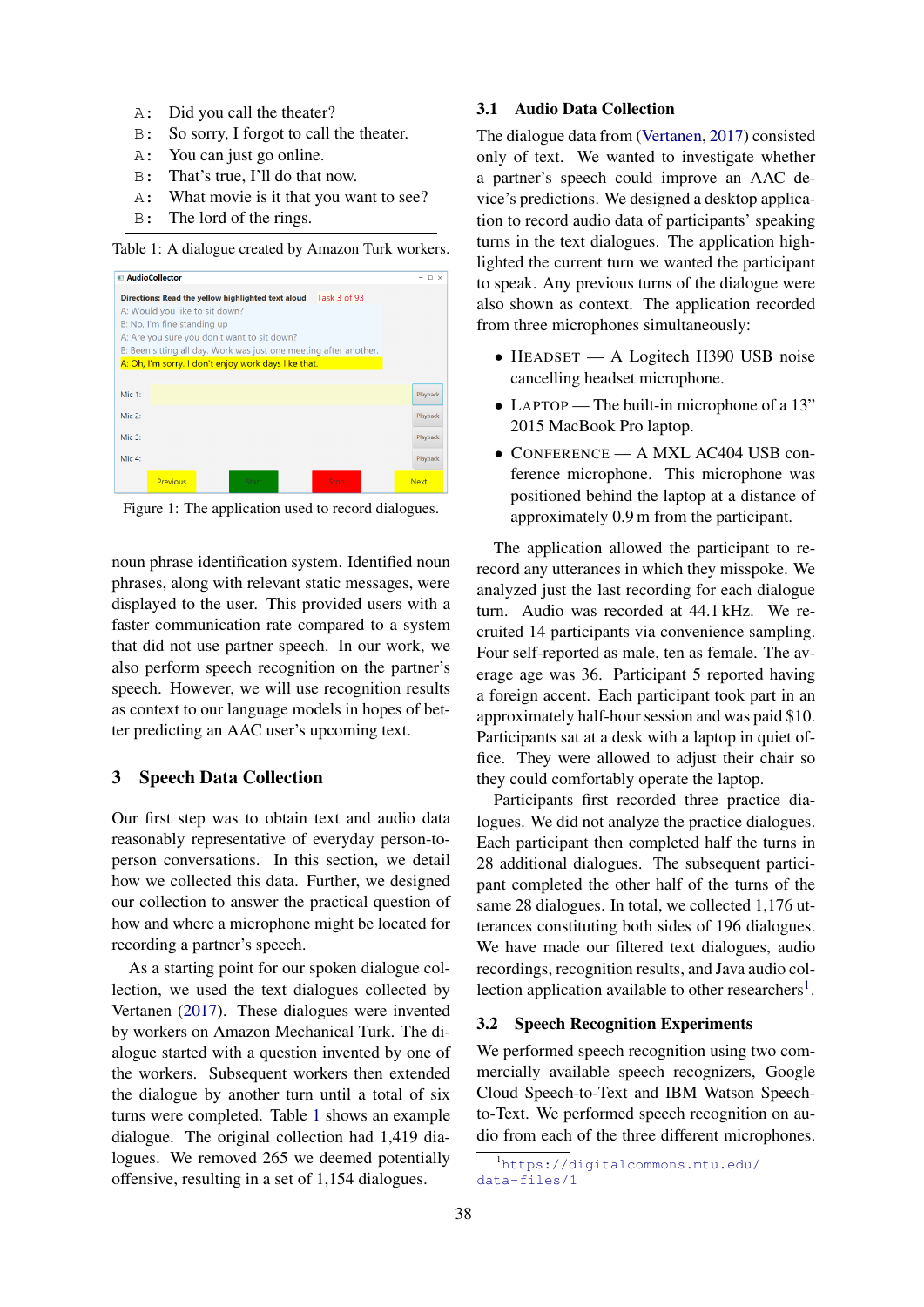| | |
|---|---|
| A: | Did you call the theater? |
| B: | So sorry, I forgot to call the theater. |
| A: | You can just go online. |
| B: | That's true, I'll do that now. |
| A: | What movie is it that you want to see? |
| B: | The lord of the rings. |

Table 1: A dialogue created by Amazon Turk workers.

Figure 1: The application used to record dialogues.

noun phrase identification system. Identified noun phrases, along with relevant static messages, were displayed to the user. This provided users with a faster communication rate compared to a system that did not use partner speech. In our work, we also perform speech recognition on the partner's speech. However, we will use recognition results as context to our language models in hopes of better predicting an AAC user's upcoming text.

## 3 Speech Data Collection

Our first step was to obtain text and audio data reasonably representative of everyday person-to-person conversations. In this section, we detail how we collected this data. Further, we designed our collection to answer the practical question of how and where a microphone might be located for recording a partner's speech.

As a starting point for our spoken dialogue collection, we used the text dialogues collected by Vertanen (2017). These dialogues were invented by workers on Amazon Mechanical Turk. The dialogue started with a question invented by one of the workers. Subsequent workers then extended the dialogue by another turn until a total of six turns were completed. Table 1 shows an example dialogue. The original collection had 1,419 dialogues. We removed 265 we deemed potentially offensive, resulting in a set of 1,154 dialogues.

### 3.1 Audio Data Collection

The dialogue data from (Vertanen, 2017) consisted only of text. We wanted to investigate whether a partner's speech could improve an AAC device's predictions. We designed a desktop application to record audio data of participants' speaking turns in the text dialogues. The application highlighted the current turn we wanted the participant to speak. Any previous turns of the dialogue were also shown as context. The application recorded from three microphones simultaneously:

- HEADSET — A Logitech H390 USB noise cancelling headset microphone.
- LAPTOP — The built-in microphone of a 13" 2015 MacBook Pro laptop.
- CONFERENCE — A MXL AC404 USB conference microphone. This microphone was positioned behind the laptop at a distance of approximately 0.9 m from the participant.

The application allowed the participant to re-record any utterances in which they misspoke. We analyzed just the last recording for each dialogue turn. Audio was recorded at 44.1 kHz. We recruited 14 participants via convenience sampling. Four self-reported as male, ten as female. The average age was 36. Participant 5 reported having a foreign accent. Each participant took part in an approximately half-hour session and was paid $10. Participants sat at a desk with a laptop in quiet office. They were allowed to adjust their chair so they could comfortably operate the laptop.

Participants first recorded three practice dialogues. We did not analyze the practice dialogues. Each participant then completed half the turns in 28 additional dialogues. The subsequent participant completed the other half of the turns of the same 28 dialogues. In total, we collected 1,176 utterances constituting both sides of 196 dialogues. We have made our filtered text dialogues, audio recordings, recognition results, and Java audio collection application available to other researchers[1].

### 3.2 Speech Recognition Experiments

We performed speech recognition using two commercially available speech recognizers, Google Cloud Speech-to-Text and IBM Watson Speech-to-Text. We performed speech recognition on audio from each of the three different microphones.

[1] https://digitalcommons.mtu.edu/data-files/1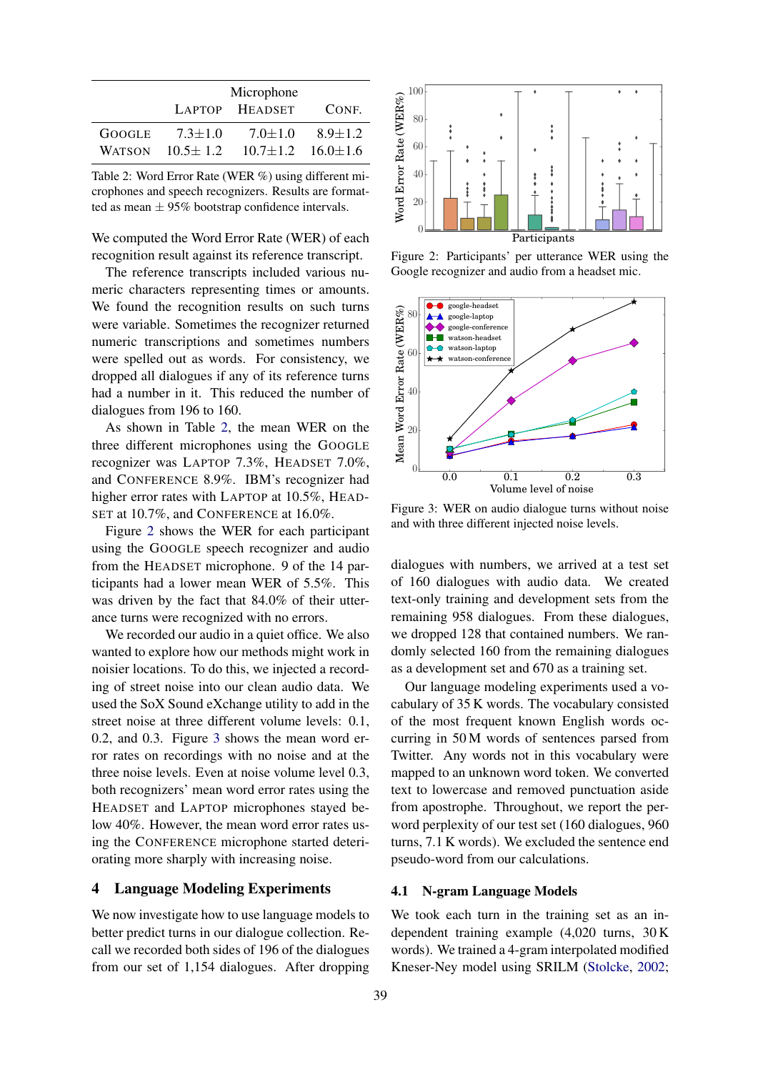| | Microphone | | |
|---|---|---|---|
| | LAPTOP | HEADSET | CONF. |
| GOOGLE | 7.3±1.0 | 7.0±1.0 | 8.9±1.2 |
| WATSON | 10.5± 1.2 | 10.7±1.2 | 16.0±1.6 |

Table 2: Word Error Rate (WER %) using different microphones and speech recognizers. Results are formatted as mean ± 95% bootstrap confidence intervals.

We computed the Word Error Rate (WER) of each recognition result against its reference transcript.

The reference transcripts included various numeric characters representing times or amounts. We found the recognition results on such turns were variable. Sometimes the recognizer returned numeric transcriptions and sometimes numbers were spelled out as words. For consistency, we dropped all dialogues if any of its reference turns had a number in it. This reduced the number of dialogues from 196 to 160.

As shown in Table 2, the mean WER on the three different microphones using the GOOGLE recognizer was LAPTOP 7.3%, HEADSET 7.0%, and CONFERENCE 8.9%. IBM's recognizer had higher error rates with LAPTOP at 10.5%, HEADSET at 10.7%, and CONFERENCE at 16.0%.

Figure 2 shows the WER for each participant using the GOOGLE speech recognizer and audio from the HEADSET microphone. 9 of the 14 participants had a lower mean WER of 5.5%. This was driven by the fact that 84.0% of their utterance turns were recognized with no errors.

We recorded our audio in a quiet office. We also wanted to explore how our methods might work in noisier locations. To do this, we injected a recording of street noise into our clean audio data. We used the SoX Sound eXchange utility to add in the street noise at three different volume levels: 0.1, 0.2, and 0.3. Figure 3 shows the mean word error rates on recordings with no noise and at the three noise levels. Even at noise volume level 0.3, both recognizers' mean word error rates using the HEADSET and LAPTOP microphones stayed below 40%. However, the mean word error rates using the CONFERENCE microphone started deteriorating more sharply with increasing noise.

Figure 2: Participants' per utterance WER using the Google recognizer and audio from a headset mic.

Figure 3: WER on audio dialogue turns without noise and with three different injected noise levels.

## 4 Language Modeling Experiments

We now investigate how to use language models to better predict turns in our dialogue collection. Recall we recorded both sides of 196 of the dialogues from our set of 1,154 dialogues. After dropping dialogues with numbers, we arrived at a test set of 160 dialogues with audio data. We created text-only training and development sets from the remaining 958 dialogues. From these dialogues, we dropped 128 that contained numbers. We randomly selected 160 from the remaining dialogues as a development set and 670 as a training set.

Our language modeling experiments used a vocabulary of 35 K words. The vocabulary consisted of the most frequent known English words occurring in 50 M words of sentences parsed from Twitter. Any words not in this vocabulary were mapped to an unknown word token. We converted text to lowercase and removed punctuation aside from apostrophe. Throughout, we report the per-word perplexity of our test set (160 dialogues, 960 turns, 7.1 K words). We excluded the sentence end pseudo-word from our calculations.

### 4.1 N-gram Language Models

We took each turn in the training set as an independent training example (4,020 turns, 30 K words). We trained a 4-gram interpolated modified Kneser-Ney model using SRILM (Stolcke, 2002;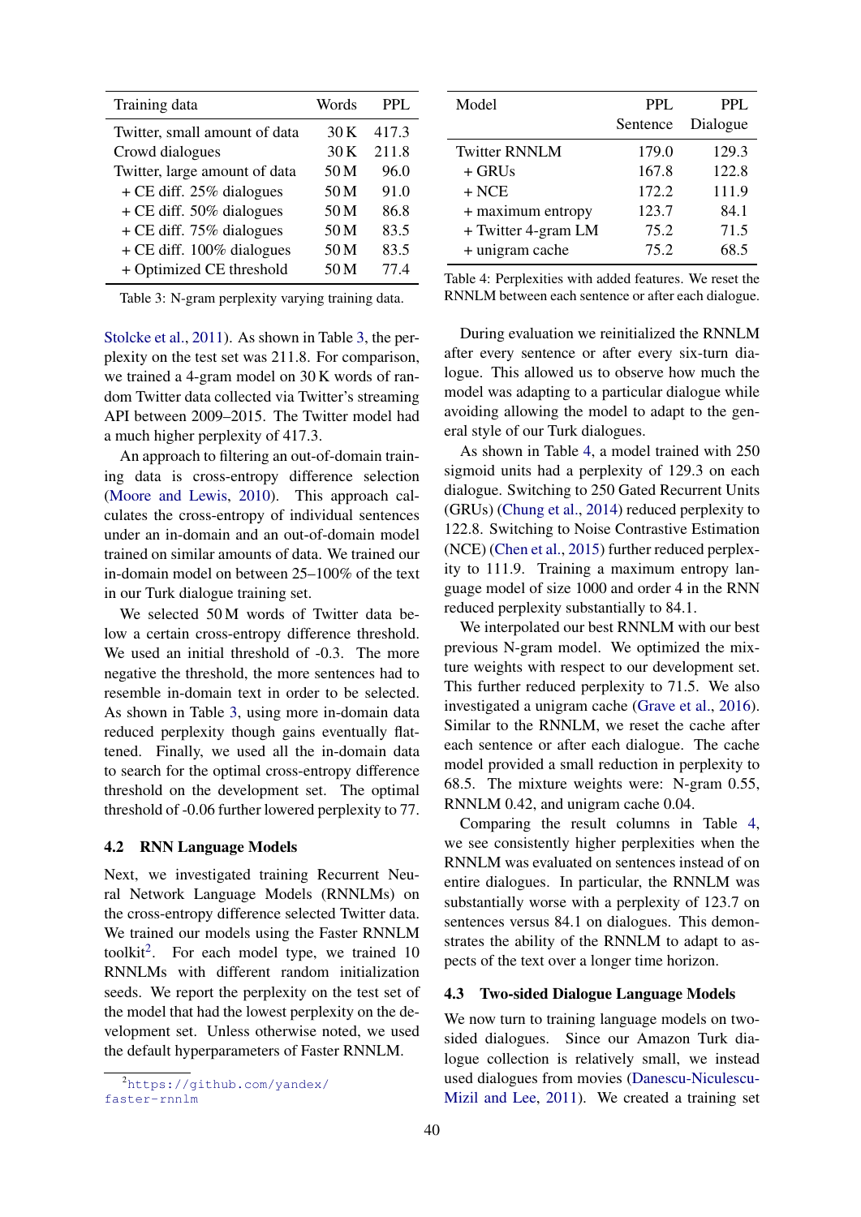| Training data | Words | PPL |
|---|---|---|
| Twitter, small amount of data | 30 K | 417.3 |
| Crowd dialogues | 30 K | 211.8 |
| Twitter, large amount of data | 50 M | 96.0 |
| + CE diff. 25% dialogues | 50 M | 91.0 |
| + CE diff. 50% dialogues | 50 M | 86.8 |
| + CE diff. 75% dialogues | 50 M | 83.5 |
| + CE diff. 100% dialogues | 50 M | 83.5 |
| + Optimized CE threshold | 50 M | 77.4 |

Table 3: N-gram perplexity varying training data.

| Model | PPL Sentence | PPL Dialogue |
|---|---|---|
| Twitter RNNLM | 179.0 | 129.3 |
| + GRUs | 167.8 | 122.8 |
| + NCE | 172.2 | 111.9 |
| + maximum entropy | 123.7 | 84.1 |
| + Twitter 4-gram LM | 75.2 | 71.5 |
| + unigram cache | 75.2 | 68.5 |

Table 4: Perplexities with added features. We reset the RNNLM between each sentence or after each dialogue.

Stolcke et al., 2011). As shown in Table 3, the perplexity on the test set was 211.8. For comparison, we trained a 4-gram model on 30 K words of random Twitter data collected via Twitter's streaming API between 2009–2015. The Twitter model had a much higher perplexity of 417.3.

An approach to filtering an out-of-domain training data is cross-entropy difference selection (Moore and Lewis, 2010). This approach calculates the cross-entropy of individual sentences under an in-domain and an out-of-domain model trained on similar amounts of data. We trained our in-domain model on between 25–100% of the text in our Turk dialogue training set.

We selected 50 M words of Twitter data below a certain cross-entropy difference threshold. We used an initial threshold of -0.3. The more negative the threshold, the more sentences had to resemble in-domain text in order to be selected. As shown in Table 3, using more in-domain data reduced perplexity though gains eventually flattened. Finally, we used all the in-domain data to search for the optimal cross-entropy difference threshold on the development set. The optimal threshold of -0.06 further lowered perplexity to 77.

### 4.2 RNN Language Models

Next, we investigated training Recurrent Neural Network Language Models (RNNLMs) on the cross-entropy difference selected Twitter data. We trained our models using the Faster RNNLM toolkit[2]. For each model type, we trained 10 RNNLMs with different random initialization seeds. We report the perplexity on the test set of the model that had the lowest perplexity on the development set. Unless otherwise noted, we used the default hyperparameters of Faster RNNLM.

During evaluation we reinitialized the RNNLM after every sentence or after every six-turn dialogue. This allowed us to observe how much the model was adapting to a particular dialogue while avoiding allowing the model to adapt to the general style of our Turk dialogues.

As shown in Table 4, a model trained with 250 sigmoid units had a perplexity of 129.3 on each dialogue. Switching to 250 Gated Recurrent Units (GRUs) (Chung et al., 2014) reduced perplexity to 122.8. Switching to Noise Contrastive Estimation (NCE) (Chen et al., 2015) further reduced perplexity to 111.9. Training a maximum entropy language model of size 1000 and order 4 in the RNN reduced perplexity substantially to 84.1.

We interpolated our best RNNLM with our best previous N-gram model. We optimized the mixture weights with respect to our development set. This further reduced perplexity to 71.5. We also investigated a unigram cache (Grave et al., 2016). Similar to the RNNLM, we reset the cache after each sentence or after each dialogue. The cache model provided a small reduction in perplexity to 68.5. The mixture weights were: N-gram 0.55, RNNLM 0.42, and unigram cache 0.04.

Comparing the result columns in Table 4, we see consistently higher perplexities when the RNNLM was evaluated on sentences instead of on entire dialogues. In particular, the RNNLM was substantially worse with a perplexity of 123.7 on sentences versus 84.1 on dialogues. This demonstrates the ability of the RNNLM to adapt to aspects of the text over a longer time horizon.

### 4.3 Two-sided Dialogue Language Models

We now turn to training language models on two-sided dialogues. Since our Amazon Turk dialogue collection is relatively small, we instead used dialogues from movies (Danescu-Niculescu-Mizil and Lee, 2011). We created a training set

[2] https://github.com/yandex/faster-rnnlm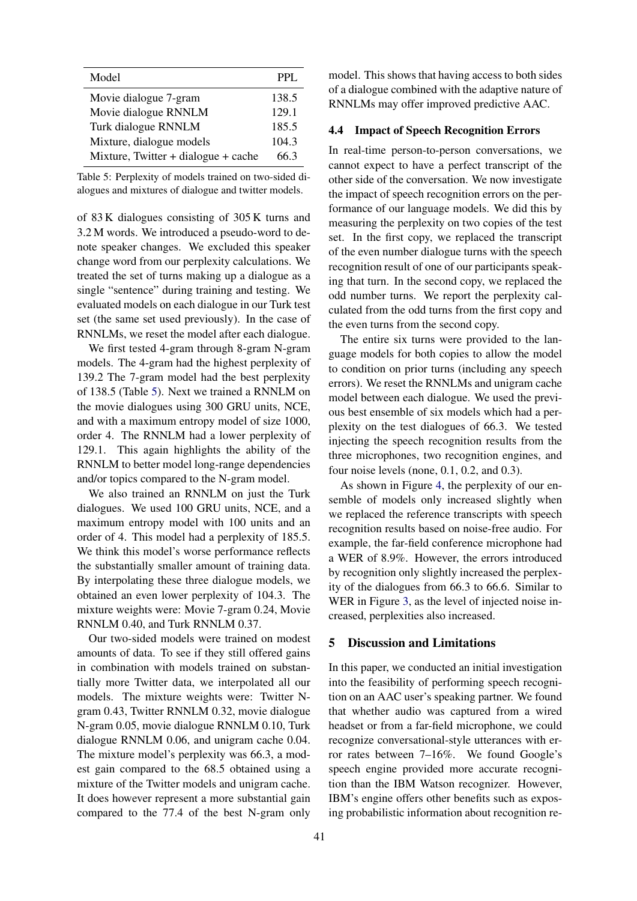| Model | PPL |
|---|---|
| Movie dialogue 7-gram | 138.5 |
| Movie dialogue RNNLM | 129.1 |
| Turk dialogue RNNLM | 185.5 |
| Mixture, dialogue models | 104.3 |
| Mixture, Twitter + dialogue + cache | 66.3 |

Table 5: Perplexity of models trained on two-sided dialogues and mixtures of dialogue and twitter models.

of 83 K dialogues consisting of 305 K turns and 3.2 M words. We introduced a pseudo-word to denote speaker changes. We excluded this speaker change word from our perplexity calculations. We treated the set of turns making up a dialogue as a single "sentence" during training and testing. We evaluated models on each dialogue in our Turk test set (the same set used previously). In the case of RNNLMs, we reset the model after each dialogue.

We first tested 4-gram through 8-gram N-gram models. The 4-gram had the highest perplexity of 139.2 The 7-gram model had the best perplexity of 138.5 (Table 5). Next we trained a RNNLM on the movie dialogues using 300 GRU units, NCE, and with a maximum entropy model of size 1000, order 4. The RNNLM had a lower perplexity of 129.1. This again highlights the ability of the RNNLM to better model long-range dependencies and/or topics compared to the N-gram model.

We also trained an RNNLM on just the Turk dialogues. We used 100 GRU units, NCE, and a maximum entropy model with 100 units and an order of 4. This model had a perplexity of 185.5. We think this model's worse performance reflects the substantially smaller amount of training data. By interpolating these three dialogue models, we obtained an even lower perplexity of 104.3. The mixture weights were: Movie 7-gram 0.24, Movie RNNLM 0.40, and Turk RNNLM 0.37.

Our two-sided models were trained on modest amounts of data. To see if they still offered gains in combination with models trained on substantially more Twitter data, we interpolated all our models. The mixture weights were: Twitter N-gram 0.43, Twitter RNNLM 0.32, movie dialogue N-gram 0.05, movie dialogue RNNLM 0.10, Turk dialogue RNNLM 0.06, and unigram cache 0.04. The mixture model's perplexity was 66.3, a modest gain compared to the 68.5 obtained using a mixture of the Twitter models and unigram cache. It does however represent a more substantial gain compared to the 77.4 of the best N-gram only model. This shows that having access to both sides of a dialogue combined with the adaptive nature of RNNLMs may offer improved predictive AAC.

### 4.4 Impact of Speech Recognition Errors

In real-time person-to-person conversations, we cannot expect to have a perfect transcript of the other side of the conversation. We now investigate the impact of speech recognition errors on the performance of our language models. We did this by measuring the perplexity on two copies of the test set. In the first copy, we replaced the transcript of the even number dialogue turns with the speech recognition result of one of our participants speaking that turn. In the second copy, we replaced the odd number turns. We report the perplexity calculated from the odd turns from the first copy and the even turns from the second copy.

The entire six turns were provided to the language models for both copies to allow the model to condition on prior turns (including any speech errors). We reset the RNNLMs and unigram cache model between each dialogue. We used the previous best ensemble of six models which had a perplexity on the test dialogues of 66.3. We tested injecting the speech recognition results from the three microphones, two recognition engines, and four noise levels (none, 0.1, 0.2, and 0.3).

As shown in Figure 4, the perplexity of our ensemble of models only increased slightly when we replaced the reference transcripts with speech recognition results based on noise-free audio. For example, the far-field conference microphone had a WER of 8.9%. However, the errors introduced by recognition only slightly increased the perplexity of the dialogues from 66.3 to 66.6. Similar to WER in Figure 3, as the level of injected noise increased, perplexities also increased.

## 5 Discussion and Limitations

In this paper, we conducted an initial investigation into the feasibility of performing speech recognition on an AAC user's speaking partner. We found that whether audio was captured from a wired headset or from a far-field microphone, we could recognize conversational-style utterances with error rates between 7–16%. We found Google's speech engine provided more accurate recognition than the IBM Watson recognizer. However, IBM's engine offers other benefits such as exposing probabilistic information about recognition re-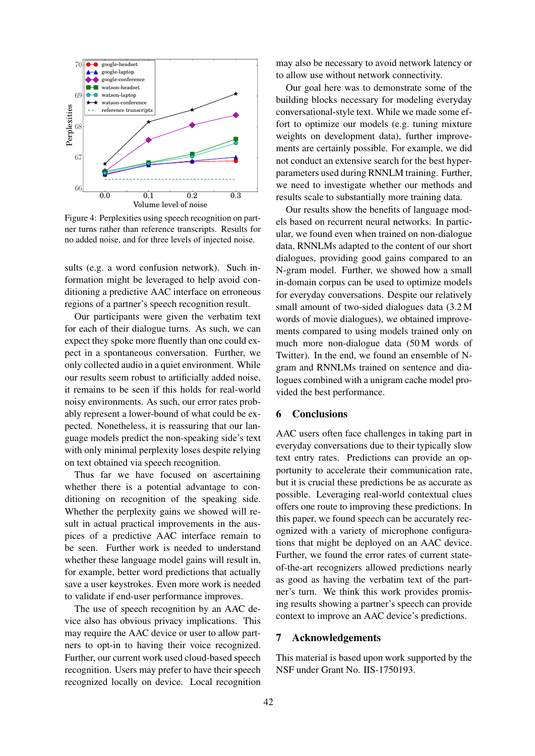Figure 4: Perplexities using speech recognition on partner turns rather than reference transcripts. Results for no added noise, and for three levels of injected noise.

sults (e.g. a word confusion network). Such information might be leveraged to help avoid conditioning a predictive AAC interface on erroneous regions of a partner's speech recognition result.

Our participants were given the verbatim text for each of their dialogue turns. As such, we can expect they spoke more fluently than one could expect in a spontaneous conversation. Further, we only collected audio in a quiet environment. While our results seem robust to artificially added noise, it remains to be seen if this holds for real-world noisy environments. As such, our error rates probably represent a lower-bound of what could be expected. Nonetheless, it is reassuring that our language models predict the non-speaking side's text with only minimal perplexity loses despite relying on text obtained via speech recognition.

Thus far we have focused on ascertaining whether there is a potential advantage to conditioning on recognition of the speaking side. Whether the perplexity gains we showed will result in actual practical improvements in the auspices of a predictive AAC interface remain to be seen. Further work is needed to understand whether these language model gains will result in, for example, better word predictions that actually save a user keystrokes. Even more work is needed to validate if end-user performance improves.

The use of speech recognition by an AAC device also has obvious privacy implications. This may require the AAC device or user to allow partners to opt-in to having their voice recognized. Further, our current work used cloud-based speech recognition. Users may prefer to have their speech recognized locally on device. Local recognition may also be necessary to avoid network latency or to allow use without network connectivity.

Our goal here was to demonstrate some of the building blocks necessary for modeling everyday conversational-style text. While we made some effort to optimize our models (e.g. tuning mixture weights on development data), further improvements are certainly possible. For example, we did not conduct an extensive search for the best hyperparameters used during RNNLM training. Further, we need to investigate whether our methods and results scale to substantially more training data.

Our results show the benefits of language models based on recurrent neural networks. In particular, we found even when trained on non-dialogue data, RNNLMs adapted to the content of our short dialogues, providing good gains compared to an N-gram model. Further, we showed how a small in-domain corpus can be used to optimize models for everyday conversations. Despite our relatively small amount of two-sided dialogues data (3.2 M words of movie dialogues), we obtained improvements compared to using models trained only on much more non-dialogue data (50 M words of Twitter). In the end, we found an ensemble of N-gram and RNNLMs trained on sentence and dialogues combined with a unigram cache model provided the best performance.

## 6 Conclusions

AAC users often face challenges in taking part in everyday conversations due to their typically slow text entry rates. Predictions can provide an opportunity to accelerate their communication rate, but it is crucial these predictions be as accurate as possible. Leveraging real-world contextual clues offers one route to improving these predictions. In this paper, we found speech can be accurately recognized with a variety of microphone configurations that might be deployed on an AAC device. Further, we found the error rates of current state-of-the-art recognizers allowed predictions nearly as good as having the verbatim text of the partner's turn. We think this work provides promising results showing a partner's speech can provide context to improve an AAC device's predictions.

## 7 Acknowledgements

This material is based upon work supported by the NSF under Grant No. IIS-1750193.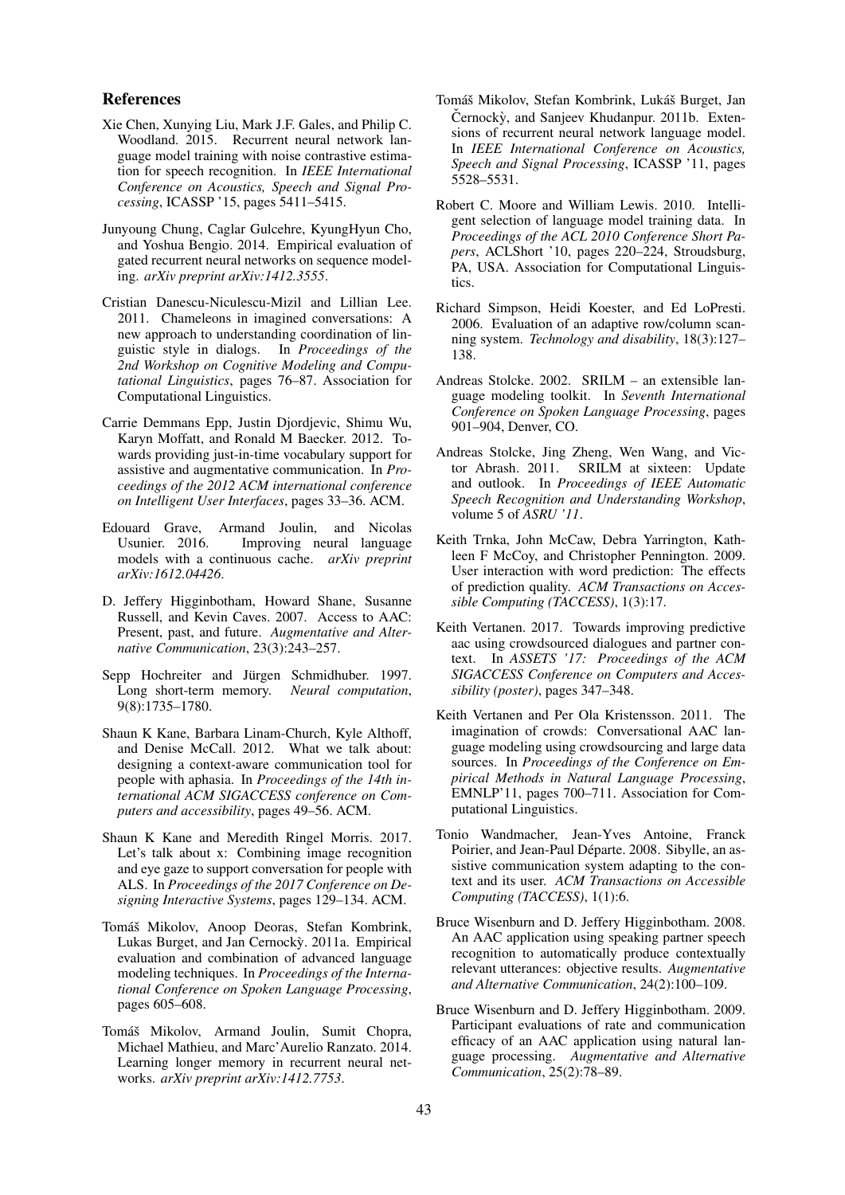## References

Xie Chen, Xunying Liu, Mark J.F. Gales, and Philip C. Woodland. 2015. Recurrent neural network language model training with noise contrastive estimation for speech recognition. In *IEEE International Conference on Acoustics, Speech and Signal Processing*, ICASSP '15, pages 5411–5415.

Junyoung Chung, Caglar Gulcehre, KyungHyun Cho, and Yoshua Bengio. 2014. Empirical evaluation of gated recurrent neural networks on sequence modeling. *arXiv preprint arXiv:1412.3555*.

Cristian Danescu-Niculescu-Mizil and Lillian Lee. 2011. Chameleons in imagined conversations: A new approach to understanding coordination of linguistic style in dialogs. In *Proceedings of the 2nd Workshop on Cognitive Modeling and Computational Linguistics*, pages 76–87. Association for Computational Linguistics.

Carrie Demmans Epp, Justin Djordjevic, Shimu Wu, Karyn Moffatt, and Ronald M Baecker. 2012. Towards providing just-in-time vocabulary support for assistive and augmentative communication. In *Proceedings of the 2012 ACM international conference on Intelligent User Interfaces*, pages 33–36. ACM.

Edouard Grave, Armand Joulin, and Nicolas Usunier. 2016. Improving neural language models with a continuous cache. *arXiv preprint arXiv:1612.04426*.

D. Jeffery Higginbotham, Howard Shane, Susanne Russell, and Kevin Caves. 2007. Access to AAC: Present, past, and future. *Augmentative and Alternative Communication*, 23(3):243–257.

Sepp Hochreiter and Jürgen Schmidhuber. 1997. Long short-term memory. *Neural computation*, 9(8):1735–1780.

Shaun K Kane, Barbara Linam-Church, Kyle Althoff, and Denise McCall. 2012. What we talk about: designing a context-aware communication tool for people with aphasia. In *Proceedings of the 14th international ACM SIGACCESS conference on Computers and accessibility*, pages 49–56. ACM.

Shaun K Kane and Meredith Ringel Morris. 2017. Let's talk about x: Combining image recognition and eye gaze to support conversation for people with ALS. In *Proceedings of the 2017 Conference on Designing Interactive Systems*, pages 129–134. ACM.

Tomáš Mikolov, Anoop Deoras, Stefan Kombrink, Lukas Burget, and Jan Cernockỳ. 2011a. Empirical evaluation and combination of advanced language modeling techniques. In *Proceedings of the International Conference on Spoken Language Processing*, pages 605–608.

Tomáš Mikolov, Armand Joulin, Sumit Chopra, Michael Mathieu, and Marc'Aurelio Ranzato. 2014. Learning longer memory in recurrent neural networks. *arXiv preprint arXiv:1412.7753*.

Tomáš Mikolov, Stefan Kombrink, Lukáš Burget, Jan Černockỳ, and Sanjeev Khudanpur. 2011b. Extensions of recurrent neural network language model. In *IEEE International Conference on Acoustics, Speech and Signal Processing*, ICASSP '11, pages 5528–5531.

Robert C. Moore and William Lewis. 2010. Intelligent selection of language model training data. In *Proceedings of the ACL 2010 Conference Short Papers*, ACLShort '10, pages 220–224, Stroudsburg, PA, USA. Association for Computational Linguistics.

Richard Simpson, Heidi Koester, and Ed LoPresti. 2006. Evaluation of an adaptive row/column scanning system. *Technology and disability*, 18(3):127–138.

Andreas Stolcke. 2002. SRILM – an extensible language modeling toolkit. In *Seventh International Conference on Spoken Language Processing*, pages 901–904, Denver, CO.

Andreas Stolcke, Jing Zheng, Wen Wang, and Victor Abrash. 2011. SRILM at sixteen: Update and outlook. In *Proceedings of IEEE Automatic Speech Recognition and Understanding Workshop*, volume 5 of *ASRU '11*.

Keith Trnka, John McCaw, Debra Yarrington, Kathleen F McCoy, and Christopher Pennington. 2009. User interaction with word prediction: The effects of prediction quality. *ACM Transactions on Accessible Computing (TACCESS)*, 1(3):17.

Keith Vertanen. 2017. Towards improving predictive aac using crowdsourced dialogues and partner context. In *ASSETS '17: Proceedings of the ACM SIGACCESS Conference on Computers and Accessibility (poster)*, pages 347–348.

Keith Vertanen and Per Ola Kristensson. 2011. The imagination of crowds: Conversational AAC language modeling using crowdsourcing and large data sources. In *Proceedings of the Conference on Empirical Methods in Natural Language Processing*, EMNLP'11, pages 700–711. Association for Computational Linguistics.

Tonio Wandmacher, Jean-Yves Antoine, Franck Poirier, and Jean-Paul Départe. 2008. Sibylle, an assistive communication system adapting to the context and its user. *ACM Transactions on Accessible Computing (TACCESS)*, 1(1):6.

Bruce Wisenburn and D. Jeffery Higginbotham. 2008. An AAC application using speaking partner speech recognition to automatically produce contextually relevant utterances: objective results. *Augmentative and Alternative Communication*, 24(2):100–109.

Bruce Wisenburn and D. Jeffery Higginbotham. 2009. Participant evaluations of rate and communication efficacy of an AAC application using natural language processing. *Augmentative and Alternative Communication*, 25(2):78–89.